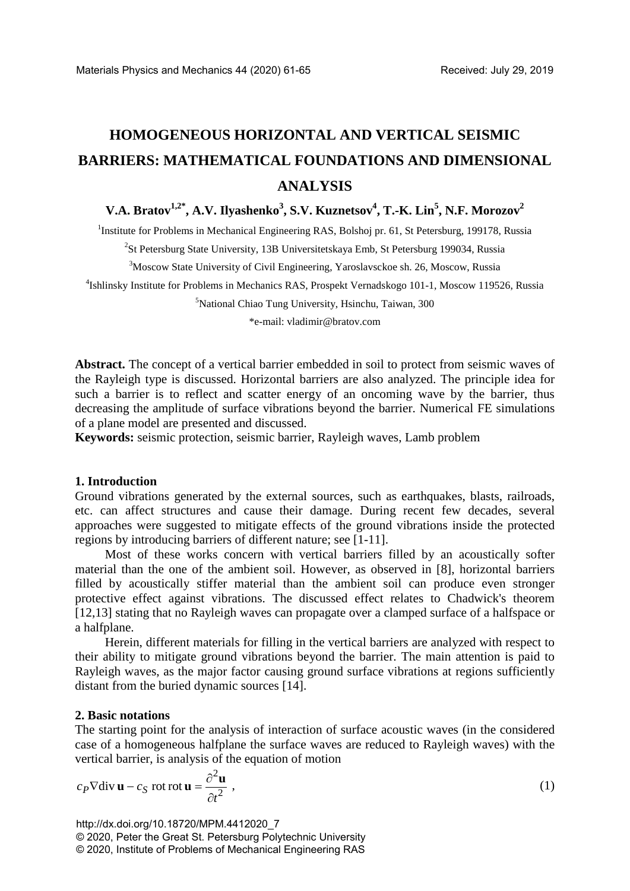# HOMOGENEOUS HORIZONTAL AND VERTICAL SEISMIC BARRIERS: MATHEMATICAL FOUNDATIONS AND DIMENSIONAL ANALYSIS

**V.A. Bratov[1,2*], A.V. Ilyashenko[3], S.V. Kuznetsov[4], T.-K. Lin[5], N.F. Morozov[2]**

[1]Institute for Problems in Mechanical Engineering RAS, Bolshoj pr. 61, St Petersburg, 199178, Russia

[2]St Petersburg State University, 13B Universitetskaya Emb, St Petersburg 199034, Russia

[3]Moscow State University of Civil Engineering, Yaroslavsckoe sh. 26, Moscow, Russia

[4]Ishlinsky Institute for Problems in Mechanics RAS, Prospekt Vernadskogo 101-1, Moscow 119526, Russia

[5]National Chiao Tung University, Hsinchu, Taiwan, 300

*e-mail: vladimir@bratov.com

**Abstract.** The concept of a vertical barrier embedded in soil to protect from seismic waves of the Rayleigh type is discussed. Horizontal barriers are also analyzed. The principle idea for such a barrier is to reflect and scatter energy of an oncoming wave by the barrier, thus decreasing the amplitude of surface vibrations beyond the barrier. Numerical FE simulations of a plane model are presented and discussed.

**Keywords:** seismic protection, seismic barrier, Rayleigh waves, Lamb problem

## 1. Introduction

Ground vibrations generated by the external sources, such as earthquakes, blasts, railroads, etc. can affect structures and cause their damage. During recent few decades, several approaches were suggested to mitigate effects of the ground vibrations inside the protected regions by introducing barriers of different nature; see [1-11].

Most of these works concern with vertical barriers filled by an acoustically softer material than the one of the ambient soil. However, as observed in [8], horizontal barriers filled by acoustically stiffer material than the ambient soil can produce even stronger protective effect against vibrations. The discussed effect relates to Chadwick's theorem [12,13] stating that no Rayleigh waves can propagate over a clamped surface of a halfspace or a halfplane.

Herein, different materials for filling in the vertical barriers are analyzed with respect to their ability to mitigate ground vibrations beyond the barrier. The main attention is paid to Rayleigh waves, as the major factor causing ground surface vibrations at regions sufficiently distant from the buried dynamic sources [14].

## 2. Basic notations

The starting point for the analysis of interaction of surface acoustic waves (in the considered case of a homogeneous halfplane the surface waves are reduced to Rayleigh waves) with the vertical barrier, is analysis of the equation of motion

$$c_P \nabla \operatorname{div} \mathbf{u} - c_S \operatorname{rot} \operatorname{rot} \mathbf{u} = \frac{\partial^2 \mathbf{u}}{\partial t^2} \ , \tag{1}$$

http://dx.doi.org/10.18720/MPM.4412020_7
© 2020, Peter the Great St. Petersburg Polytechnic University
© 2020, Institute of Problems of Mechanical Engineering RAS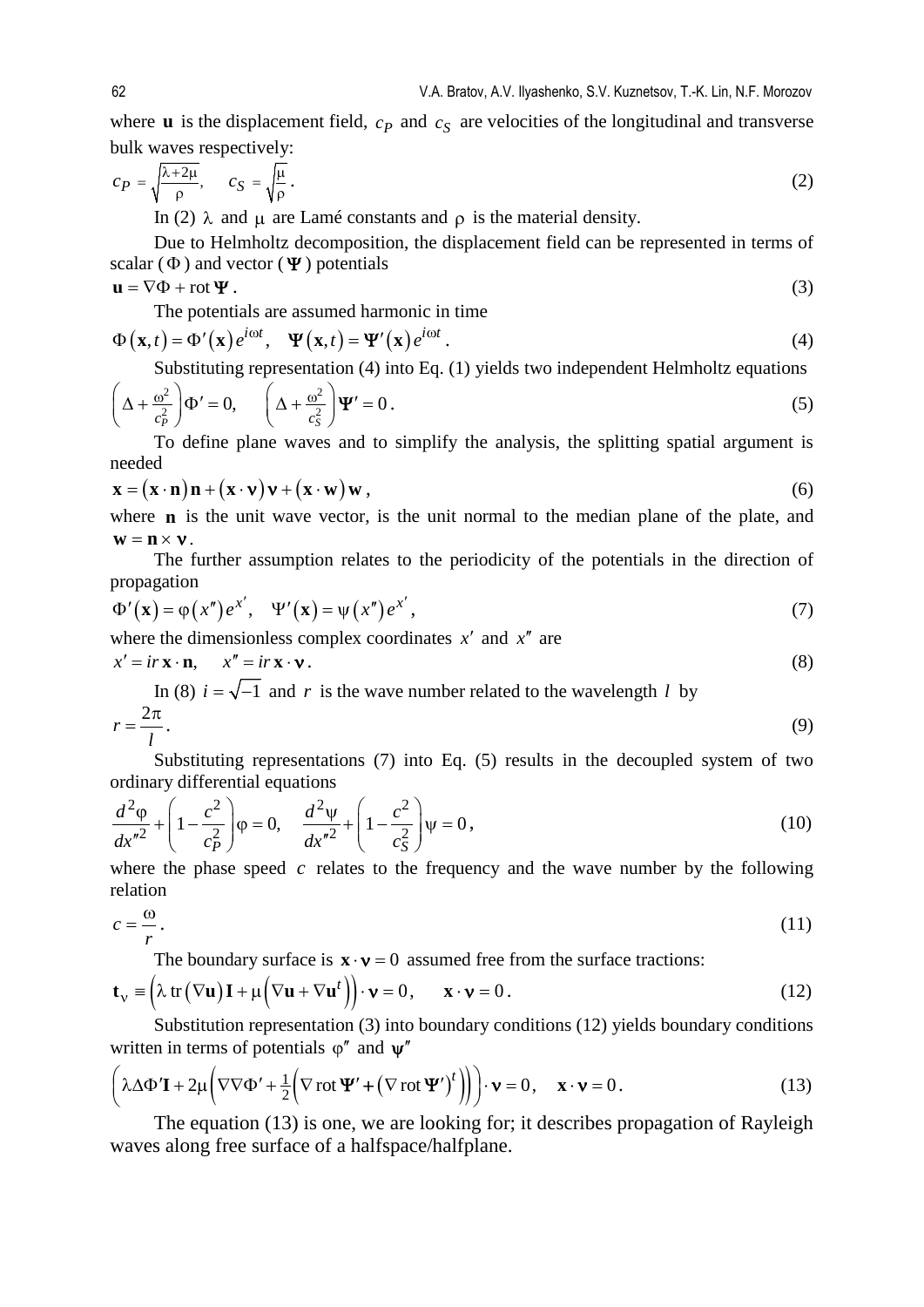where $\mathbf{u}$ is the displacement field, $c_P$ and $c_S$ are velocities of the longitudinal and transverse bulk waves respectively:

$$c_P = \sqrt{\frac{\lambda + 2\mu}{\rho}}, \quad c_S = \sqrt{\frac{\mu}{\rho}}. \tag{2}$$

In (2) $\lambda$ and $\mu$ are Lamé constants and $\rho$ is the material density.

Due to Helmholtz decomposition, the displacement field can be represented in terms of scalar ($\Phi$) and vector ($\mathbf{\Psi}$) potentials

$$\mathbf{u} = \nabla\Phi + \operatorname{rot}\mathbf{\Psi}. \tag{3}$$

The potentials are assumed harmonic in time

$$\Phi(\mathbf{x}, t) = \Phi'(\mathbf{x}) e^{i\omega t}, \quad \mathbf{\Psi}(\mathbf{x}, t) = \mathbf{\Psi}'(\mathbf{x}) e^{i\omega t}. \tag{4}$$

Substituting representation (4) into Eq. (1) yields two independent Helmholtz equations

$$\left(\Delta + \frac{\omega^2}{c_P^2}\right)\Phi' = 0, \quad \left(\Delta + \frac{\omega^2}{c_S^2}\right)\mathbf{\Psi}' = 0. \tag{5}$$

To define plane waves and to simplify the analysis, the splitting spatial argument is needed

$$\mathbf{x} = (\mathbf{x}\cdot\mathbf{n})\mathbf{n} + (\mathbf{x}\cdot\mathbf{\nu})\mathbf{\nu} + (\mathbf{x}\cdot\mathbf{w})\mathbf{w}, \tag{6}$$

where $\mathbf{n}$ is the unit wave vector, is the unit normal to the median plane of the plate, and $\mathbf{w} = \mathbf{n}\times\mathbf{\nu}$.

The further assumption relates to the periodicity of the potentials in the direction of propagation

$$\Phi'(\mathbf{x}) = \varphi(x'') e^{x'}, \quad \Psi'(\mathbf{x}) = \psi(x'') e^{x'}, \tag{7}$$

where the dimensionless complex coordinates $x'$ and $x''$ are

$$x' = ir\,\mathbf{x}\cdot\mathbf{n}, \quad x'' = ir\,\mathbf{x}\cdot\mathbf{\nu}. \tag{8}$$

In (8) $i = \sqrt{-1}$ and $r$ is the wave number related to the wavelength $l$ by

$$r = \frac{2\pi}{l}. \tag{9}$$

Substituting representations (7) into Eq. (5) results in the decoupled system of two ordinary differential equations

$$\frac{d^2\varphi}{dx''^2} + \left(1 - \frac{c^2}{c_P^2}\right)\varphi = 0, \quad \frac{d^2\psi}{dx''^2} + \left(1 - \frac{c^2}{c_S^2}\right)\psi = 0, \tag{10}$$

where the phase speed $c$ relates to the frequency and the wave number by the following relation

$$c = \frac{\omega}{r}. \tag{11}$$

The boundary surface is $\mathbf{x}\cdot\mathbf{\nu} = 0$ assumed free from the surface tractions:

$$\mathbf{t}_\nu \equiv \left(\lambda\,\operatorname{tr}(\nabla\mathbf{u})\mathbf{I} + \mu\left(\nabla\mathbf{u} + \nabla\mathbf{u}^t\right)\right)\cdot\mathbf{\nu} = 0, \quad \mathbf{x}\cdot\mathbf{\nu} = 0. \tag{12}$$

Substitution representation (3) into boundary conditions (12) yields boundary conditions written in terms of potentials $\varphi''$ and $\mathbf{\psi}''$

$$\left(\lambda\Delta\Phi'\mathbf{I} + 2\mu\left(\nabla\nabla\Phi' + \tfrac{1}{2}\left(\nabla\operatorname{rot}\mathbf{\Psi}' + \left(\nabla\operatorname{rot}\mathbf{\Psi}'\right)^t\right)\right)\right)\cdot\mathbf{\nu} = 0, \quad \mathbf{x}\cdot\mathbf{\nu} = 0. \tag{13}$$

The equation (13) is one, we are looking for; it describes propagation of Rayleigh waves along free surface of a halfspace/halfplane.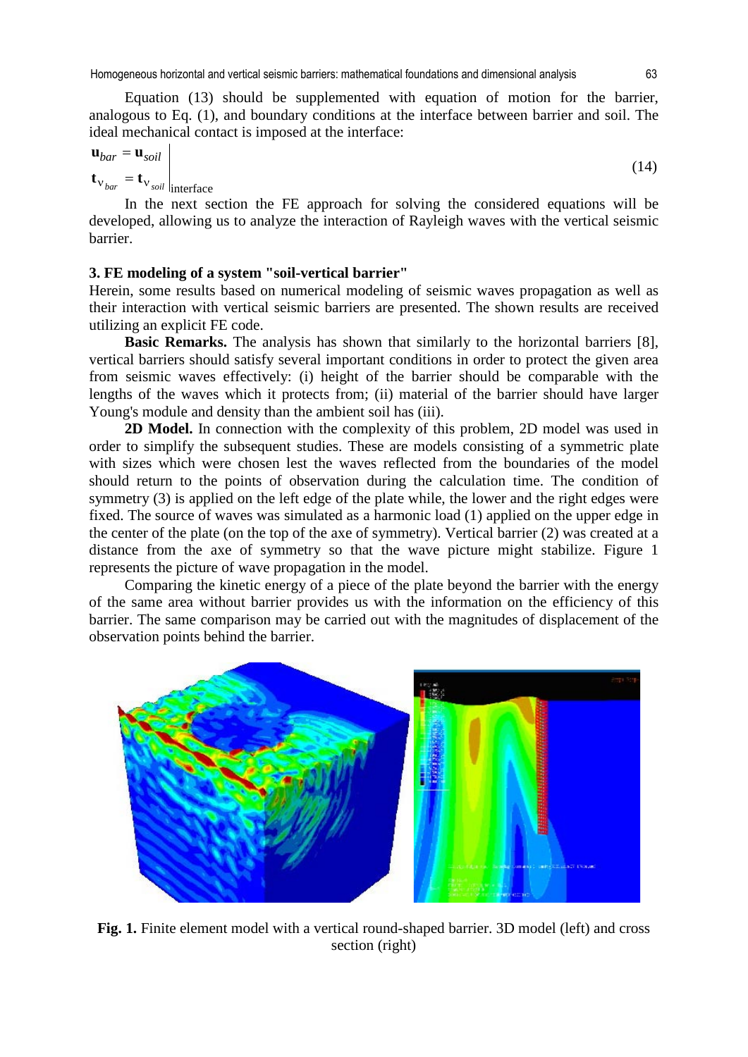Equation (13) should be supplemented with equation of motion for the barrier, analogous to Eq. (1), and boundary conditions at the interface between barrier and soil. The ideal mechanical contact is imposed at the interface:

$$\left.\begin{aligned} \mathbf{u}_{bar} &= \mathbf{u}_{soil} \\ \mathbf{t}_{\nu_{bar}} &= \mathbf{t}_{\nu_{soil}} \end{aligned}\right|_{\text{interface}} \tag{14}$$

In the next section the FE approach for solving the considered equations will be developed, allowing us to analyze the interaction of Rayleigh waves with the vertical seismic barrier.

### 3. FE modeling of a system "soil-vertical barrier"

Herein, some results based on numerical modeling of seismic waves propagation as well as their interaction with vertical seismic barriers are presented. The shown results are received utilizing an explicit FE code.

**Basic Remarks.** The analysis has shown that similarly to the horizontal barriers [8], vertical barriers should satisfy several important conditions in order to protect the given area from seismic waves effectively: (i) height of the barrier should be comparable with the lengths of the waves which it protects from; (ii) material of the barrier should have larger Young's module and density than the ambient soil has (iii).

**2D Model.** In connection with the complexity of this problem, 2D model was used in order to simplify the subsequent studies. These are models consisting of a symmetric plate with sizes which were chosen lest the waves reflected from the boundaries of the model should return to the points of observation during the calculation time. The condition of symmetry (3) is applied on the left edge of the plate while, the lower and the right edges were fixed. The source of waves was simulated as a harmonic load (1) applied on the upper edge in the center of the plate (on the top of the axe of symmetry). Vertical barrier (2) was created at a distance from the axe of symmetry so that the wave picture might stabilize. Figure 1 represents the picture of wave propagation in the model.

Comparing the kinetic energy of a piece of the plate beyond the barrier with the energy of the same area without barrier provides us with the information on the efficiency of this barrier. The same comparison may be carried out with the magnitudes of displacement of the observation points behind the barrier.

**Fig. 1.** Finite element model with a vertical round-shaped barrier. 3D model (left) and cross section (right)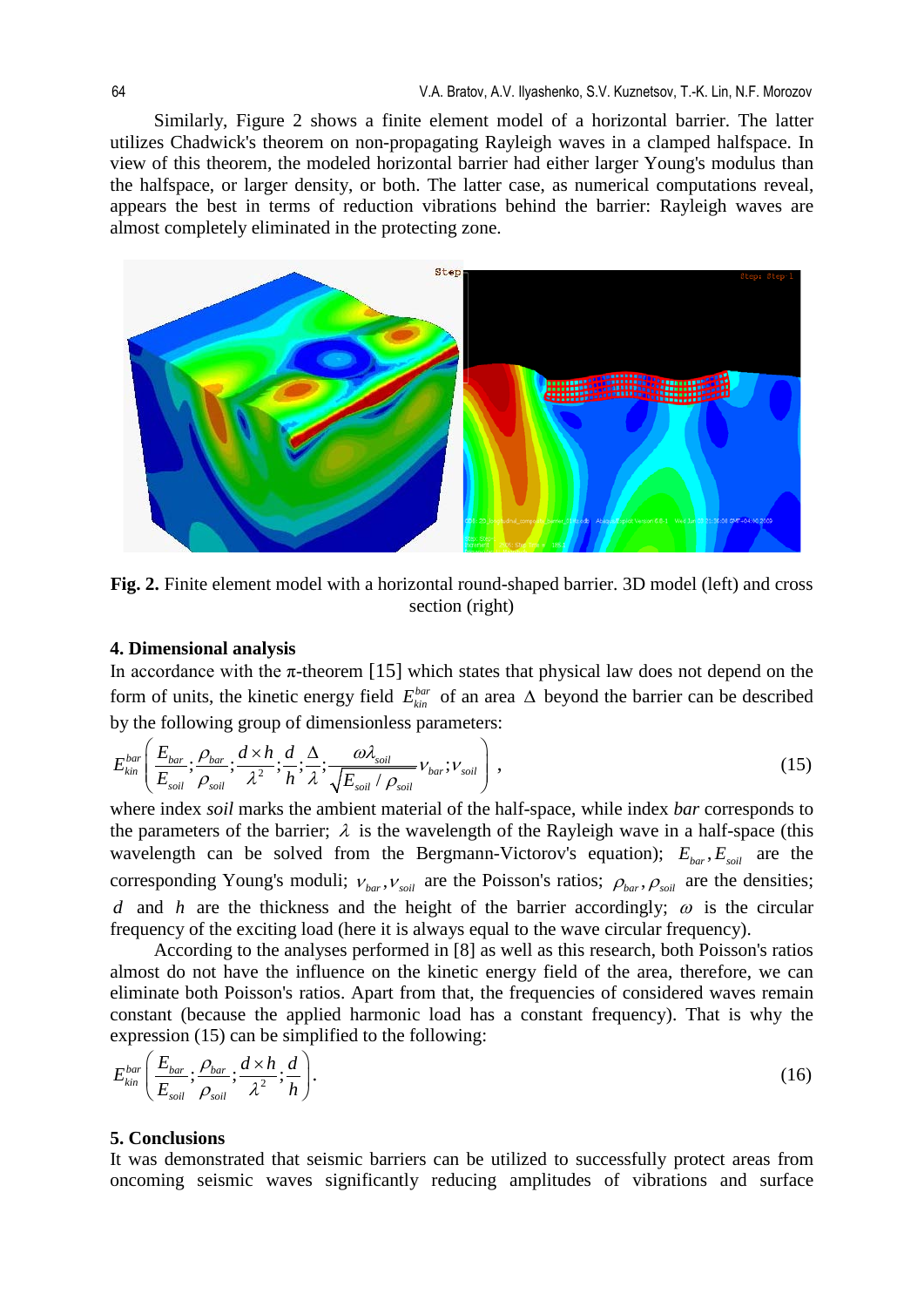Similarly, Figure 2 shows a finite element model of a horizontal barrier. The latter utilizes Chadwick's theorem on non-propagating Rayleigh waves in a clamped halfspace. In view of this theorem, the modeled horizontal barrier had either larger Young's modulus than the halfspace, or larger density, or both. The latter case, as numerical computations reveal, appears the best in terms of reduction vibrations behind the barrier: Rayleigh waves are almost completely eliminated in the protecting zone.

**Fig. 2.** Finite element model with a horizontal round-shaped barrier. 3D model (left) and cross section (right)

## 4. Dimensional analysis

In accordance with the π-theorem [15] which states that physical law does not depend on the form of units, the kinetic energy field $E_{kin}^{bar}$ of an area $\Delta$ beyond the barrier can be described by the following group of dimensionless parameters:

$$E_{kin}^{bar}\left(\frac{E_{bar}}{E_{soil}};\frac{\rho_{bar}}{\rho_{soil}};\frac{d\times h}{\lambda^2};\frac{d}{h};\frac{\Delta}{\lambda};\frac{\omega\lambda_{soil}}{\sqrt{E_{soil}/\rho_{soil}}}\nu_{bar};\nu_{soil}\right), \tag{15}$$

where index *soil* marks the ambient material of the half-space, while index *bar* corresponds to the parameters of the barrier; $\lambda$ is the wavelength of the Rayleigh wave in a half-space (this wavelength can be solved from the Bergmann-Victorov's equation); $E_{bar}, E_{soil}$ are the corresponding Young's moduli; $\nu_{bar}, \nu_{soil}$ are the Poisson's ratios; $\rho_{bar}, \rho_{soil}$ are the densities; $d$ and $h$ are the thickness and the height of the barrier accordingly; $\omega$ is the circular frequency of the exciting load (here it is always equal to the wave circular frequency).

According to the analyses performed in [8] as well as this research, both Poisson's ratios almost do not have the influence on the kinetic energy field of the area, therefore, we can eliminate both Poisson's ratios. Apart from that, the frequencies of considered waves remain constant (because the applied harmonic load has a constant frequency). That is why the expression (15) can be simplified to the following:

$$E_{kin}^{bar}\left(\frac{E_{bar}}{E_{soil}};\frac{\rho_{bar}}{\rho_{soil}};\frac{d\times h}{\lambda^2};\frac{d}{h}\right). \tag{16}$$

## 5. Conclusions

It was demonstrated that seismic barriers can be utilized to successfully protect areas from oncoming seismic waves significantly reducing amplitudes of vibrations and surface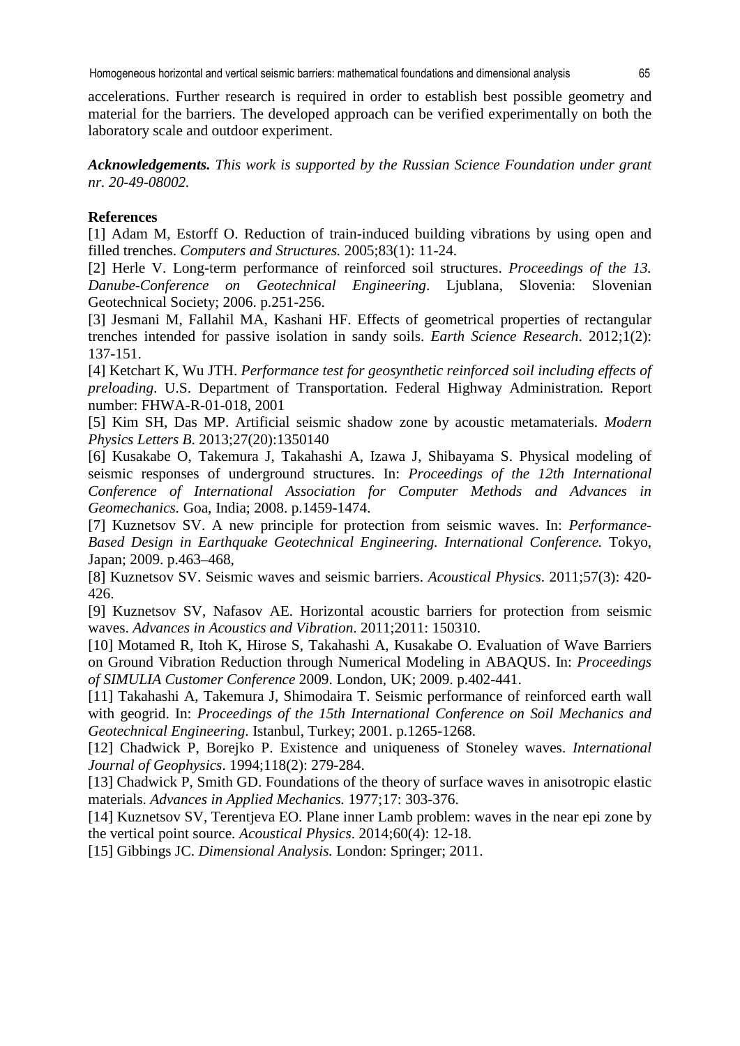accelerations. Further research is required in order to establish best possible geometry and material for the barriers. The developed approach can be verified experimentally on both the laboratory scale and outdoor experiment.

***Acknowledgements.*** *This work is supported by the Russian Science Foundation under grant nr. 20-49-08002.*

**References**

[1] Adam M, Estorff O. Reduction of train-induced building vibrations by using open and filled trenches. *Computers and Structures.* 2005;83(1): 11-24.

[2] Herle V. Long-term performance of reinforced soil structures. *Proceedings of the 13. Danube-Conference on Geotechnical Engineering*. Ljublana, Slovenia: Slovenian Geotechnical Society; 2006. p.251-256.

[3] Jesmani M, Fallahil MA, Kashani HF. Effects of geometrical properties of rectangular trenches intended for passive isolation in sandy soils. *Earth Science Research*. 2012;1(2): 137-151.

[4] Ketchart K, Wu JTH. *Performance test for geosynthetic reinforced soil including effects of preloading*. U.S. Department of Transportation. Federal Highway Administration. Report number: FHWA-R-01-018, 2001

[5] Kim SH, Das MP. Artificial seismic shadow zone by acoustic metamaterials. *Modern Physics Letters B.* 2013;27(20):1350140

[6] Kusakabe O, Takemura J, Takahashi A, Izawa J, Shibayama S. Physical modeling of seismic responses of underground structures. In: *Proceedings of the 12th International Conference of International Association for Computer Methods and Advances in Geomechanics.* Goa, India; 2008. p.1459-1474.

[7] Kuznetsov SV. A new principle for protection from seismic waves. In: *Performance-Based Design in Earthquake Geotechnical Engineering. International Conference.* Tokyo, Japan; 2009. p.463–468,

[8] Kuznetsov SV. Seismic waves and seismic barriers. *Acoustical Physics*. 2011;57(3): 420-426.

[9] Kuznetsov SV, Nafasov AE. Horizontal acoustic barriers for protection from seismic waves. *Advances in Acoustics and Vibration*. 2011;2011: 150310.

[10] Motamed R, Itoh K, Hirose S, Takahashi A, Kusakabe O. Evaluation of Wave Barriers on Ground Vibration Reduction through Numerical Modeling in ABAQUS. In: *Proceedings of SIMULIA Customer Conference* 2009. London, UK; 2009. p.402-441.

[11] Takahashi A, Takemura J, Shimodaira T. Seismic performance of reinforced earth wall with geogrid. In: *Proceedings of the 15th International Conference on Soil Mechanics and Geotechnical Engineering*. Istanbul, Turkey; 2001. p.1265-1268.

[12] Chadwick P, Borejko P. Existence and uniqueness of Stoneley waves. *International Journal of Geophysics*. 1994;118(2): 279-284.

[13] Chadwick P, Smith GD. Foundations of the theory of surface waves in anisotropic elastic materials. *Advances in Applied Mechanics.* 1977;17: 303-376.

[14] Kuznetsov SV, Terentjeva EO. Plane inner Lamb problem: waves in the near epi zone by the vertical point source. *Acoustical Physics*. 2014;60(4): 12-18.

[15] Gibbings JC. *Dimensional Analysis.* London: Springer; 2011.